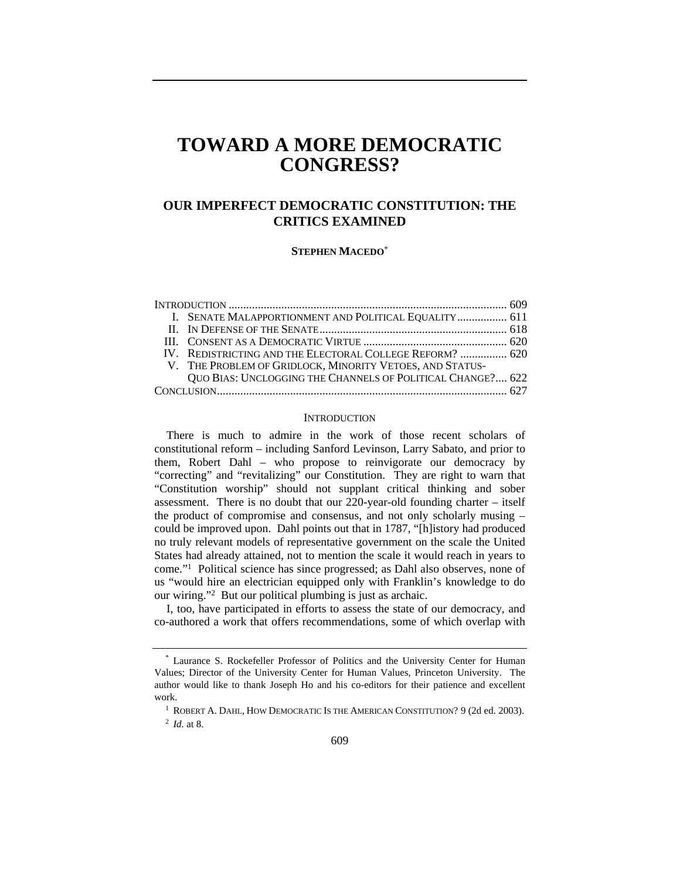# TOWARD A MORE DEMOCRATIC CONGRESS?

## OUR IMPERFECT DEMOCRATIC CONSTITUTION: THE CRITICS EXAMINED

**STEPHEN MACEDO**[*]

INTRODUCTION .......................................................................................... 609
I. SENATE MALAPPORTIONMENT AND POLITICAL EQUALITY ................. 611
II. IN DEFENSE OF THE SENATE ................................................................ 618
III. CONSENT AS A DEMOCRATIC VIRTUE ................................................. 620
IV. REDISTRICTING AND THE ELECTORAL COLLEGE REFORM? ................ 620
V. THE PROBLEM OF GRIDLOCK, MINORITY VETOES, AND STATUS-QUO BIAS: UNCLOGGING THE CHANNELS OF POLITICAL CHANGE?.... 622
CONCLUSION ............................................................................................. 627

### INTRODUCTION

There is much to admire in the work of those recent scholars of constitutional reform – including Sanford Levinson, Larry Sabato, and prior to them, Robert Dahl – who propose to reinvigorate our democracy by "correcting" and "revitalizing" our Constitution. They are right to warn that "Constitution worship" should not supplant critical thinking and sober assessment. There is no doubt that our 220-year-old founding charter – itself the product of compromise and consensus, and not only scholarly musing – could be improved upon. Dahl points out that in 1787, "[h]istory had produced no truly relevant models of representative government on the scale the United States had already attained, not to mention the scale it would reach in years to come."[1] Political science has since progressed; as Dahl also observes, none of us "would hire an electrician equipped only with Franklin's knowledge to do our wiring."[2] But our political plumbing is just as archaic.

I, too, have participated in efforts to assess the state of our democracy, and co-authored a work that offers recommendations, some of which overlap with

---

[*] Laurance S. Rockefeller Professor of Politics and the University Center for Human Values; Director of the University Center for Human Values, Princeton University. The author would like to thank Joseph Ho and his co-editors for their patience and excellent work.

[1] ROBERT A. DAHL, HOW DEMOCRATIC IS THE AMERICAN CONSTITUTION? 9 (2d ed. 2003).

[2] *Id.* at 8.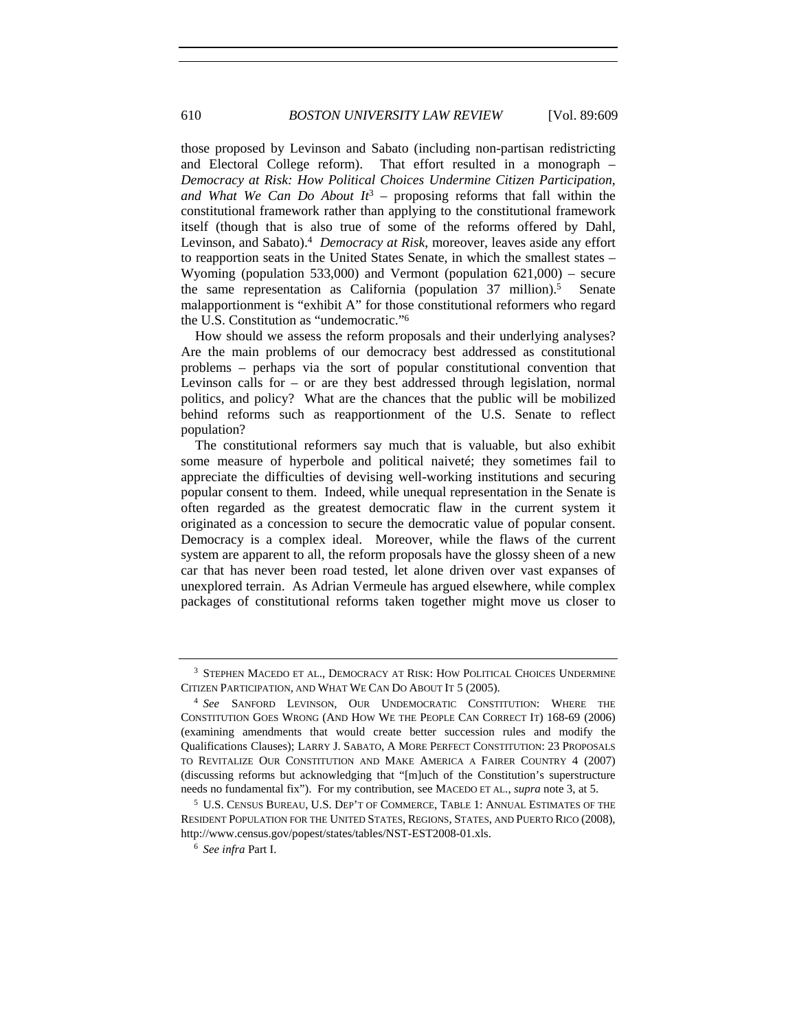those proposed by Levinson and Sabato (including non-partisan redistricting and Electoral College reform). That effort resulted in a monograph – *Democracy at Risk: How Political Choices Undermine Citizen Participation, and What We Can Do About It*[3] – proposing reforms that fall within the constitutional framework rather than applying to the constitutional framework itself (though that is also true of some of the reforms offered by Dahl, Levinson, and Sabato).[4] *Democracy at Risk*, moreover, leaves aside any effort to reapportion seats in the United States Senate, in which the smallest states – Wyoming (population 533,000) and Vermont (population 621,000) – secure the same representation as California (population 37 million).[5] Senate malapportionment is "exhibit A" for those constitutional reformers who regard the U.S. Constitution as "undemocratic."[6]

How should we assess the reform proposals and their underlying analyses? Are the main problems of our democracy best addressed as constitutional problems – perhaps via the sort of popular constitutional convention that Levinson calls for – or are they best addressed through legislation, normal politics, and policy? What are the chances that the public will be mobilized behind reforms such as reapportionment of the U.S. Senate to reflect population?

The constitutional reformers say much that is valuable, but also exhibit some measure of hyperbole and political naiveté; they sometimes fail to appreciate the difficulties of devising well-working institutions and securing popular consent to them. Indeed, while unequal representation in the Senate is often regarded as the greatest democratic flaw in the current system it originated as a concession to secure the democratic value of popular consent. Democracy is a complex ideal. Moreover, while the flaws of the current system are apparent to all, the reform proposals have the glossy sheen of a new car that has never been road tested, let alone driven over vast expanses of unexplored terrain. As Adrian Vermeule has argued elsewhere, while complex packages of constitutional reforms taken together might move us closer to

---

[3] STEPHEN MACEDO ET AL., DEMOCRACY AT RISK: HOW POLITICAL CHOICES UNDERMINE CITIZEN PARTICIPATION, AND WHAT WE CAN DO ABOUT IT 5 (2005).

[4] *See* SANFORD LEVINSON, OUR UNDEMOCRATIC CONSTITUTION: WHERE THE CONSTITUTION GOES WRONG (AND HOW WE THE PEOPLE CAN CORRECT IT) 168-69 (2006) (examining amendments that would create better succession rules and modify the Qualifications Clauses); LARRY J. SABATO, A MORE PERFECT CONSTITUTION: 23 PROPOSALS TO REVITALIZE OUR CONSTITUTION AND MAKE AMERICA A FAIRER COUNTRY 4 (2007) (discussing reforms but acknowledging that "[m]uch of the Constitution's superstructure needs no fundamental fix"). For my contribution, see MACEDO ET AL., *supra* note 3, at 5.

[5] U.S. CENSUS BUREAU, U.S. DEP'T OF COMMERCE, TABLE 1: ANNUAL ESTIMATES OF THE RESIDENT POPULATION FOR THE UNITED STATES, REGIONS, STATES, AND PUERTO RICO (2008), http://www.census.gov/popest/states/tables/NST-EST2008-01.xls.

[6] *See infra* Part I.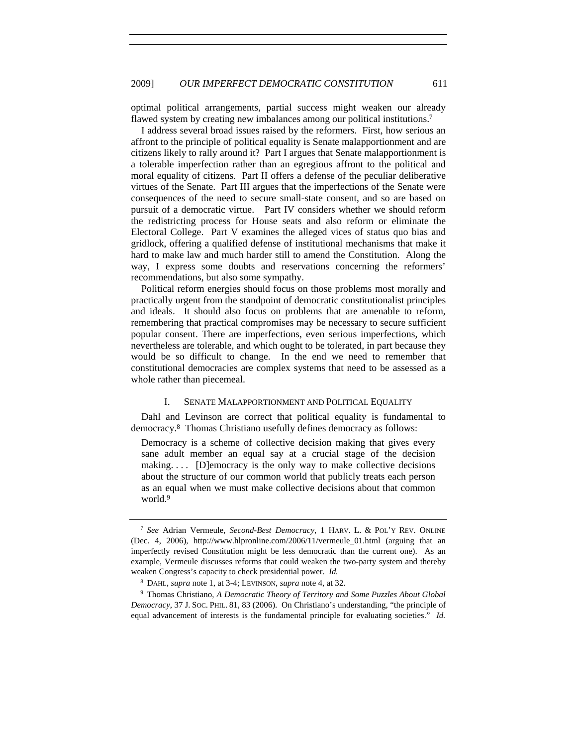optimal political arrangements, partial success might weaken our already flawed system by creating new imbalances among our political institutions.[7]

I address several broad issues raised by the reformers. First, how serious an affront to the principle of political equality is Senate malapportionment and are citizens likely to rally around it? Part I argues that Senate malapportionment is a tolerable imperfection rather than an egregious affront to the political and moral equality of citizens. Part II offers a defense of the peculiar deliberative virtues of the Senate. Part III argues that the imperfections of the Senate were consequences of the need to secure small-state consent, and so are based on pursuit of a democratic virtue. Part IV considers whether we should reform the redistricting process for House seats and also reform or eliminate the Electoral College. Part V examines the alleged vices of status quo bias and gridlock, offering a qualified defense of institutional mechanisms that make it hard to make law and much harder still to amend the Constitution. Along the way, I express some doubts and reservations concerning the reformers' recommendations, but also some sympathy.

Political reform energies should focus on those problems most morally and practically urgent from the standpoint of democratic constitutionalist principles and ideals. It should also focus on problems that are amenable to reform, remembering that practical compromises may be necessary to secure sufficient popular consent. There are imperfections, even serious imperfections, which nevertheless are tolerable, and which ought to be tolerated, in part because they would be so difficult to change. In the end we need to remember that constitutional democracies are complex systems that need to be assessed as a whole rather than piecemeal.

## I. SENATE MALAPPORTIONMENT AND POLITICAL EQUALITY

Dahl and Levinson are correct that political equality is fundamental to democracy.[8] Thomas Christiano usefully defines democracy as follows:

> Democracy is a scheme of collective decision making that gives every sane adult member an equal say at a crucial stage of the decision making. . . . [D]emocracy is the only way to make collective decisions about the structure of our common world that publicly treats each person as an equal when we must make collective decisions about that common world.[9]

---

[7] *See* Adrian Vermeule, *Second-Best Democracy*, 1 HARV. L. & POL'Y REV. ONLINE (Dec. 4, 2006), http://www.hlpronline.com/2006/11/vermeule_01.html (arguing that an imperfectly revised Constitution might be less democratic than the current one). As an example, Vermeule discusses reforms that could weaken the two-party system and thereby weaken Congress's capacity to check presidential power. *Id.*

[8] DAHL, *supra* note 1, at 3-4; LEVINSON, *supra* note 4, at 32.

[9] Thomas Christiano, *A Democratic Theory of Territory and Some Puzzles About Global Democracy*, 37 J. SOC. PHIL. 81, 83 (2006). On Christiano's understanding, "the principle of equal advancement of interests is the fundamental principle for evaluating societies." *Id.*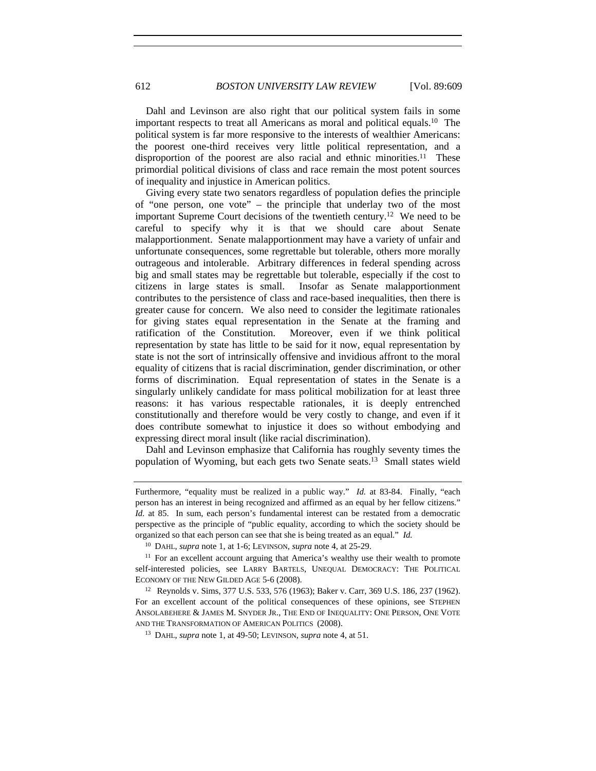Dahl and Levinson are also right that our political system fails in some important respects to treat all Americans as moral and political equals.[10] The political system is far more responsive to the interests of wealthier Americans: the poorest one-third receives very little political representation, and a disproportion of the poorest are also racial and ethnic minorities.[11] These primordial political divisions of class and race remain the most potent sources of inequality and injustice in American politics.

Giving every state two senators regardless of population defies the principle of "one person, one vote" – the principle that underlay two of the most important Supreme Court decisions of the twentieth century.[12] We need to be careful to specify why it is that we should care about Senate malapportionment. Senate malapportionment may have a variety of unfair and unfortunate consequences, some regrettable but tolerable, others more morally outrageous and intolerable. Arbitrary differences in federal spending across big and small states may be regrettable but tolerable, especially if the cost to citizens in large states is small. Insofar as Senate malapportionment contributes to the persistence of class and race-based inequalities, then there is greater cause for concern. We also need to consider the legitimate rationales for giving states equal representation in the Senate at the framing and ratification of the Constitution. Moreover, even if we think political representation by state has little to be said for it now, equal representation by state is not the sort of intrinsically offensive and invidious affront to the moral equality of citizens that is racial discrimination, gender discrimination, or other forms of discrimination. Equal representation of states in the Senate is a singularly unlikely candidate for mass political mobilization for at least three reasons: it has various respectable rationales, it is deeply entrenched constitutionally and therefore would be very costly to change, and even if it does contribute somewhat to injustice it does so without embodying and expressing direct moral insult (like racial discrimination).

Dahl and Levinson emphasize that California has roughly seventy times the population of Wyoming, but each gets two Senate seats.[13] Small states wield

---

Furthermore, "equality must be realized in a public way." *Id.* at 83-84. Finally, "each person has an interest in being recognized and affirmed as an equal by her fellow citizens." *Id.* at 85. In sum, each person's fundamental interest can be restated from a democratic perspective as the principle of "public equality, according to which the society should be organized so that each person can see that she is being treated as an equal." *Id.*

[10] DAHL, *supra* note 1, at 1-6; LEVINSON, *supra* note 4, at 25-29.

[11] For an excellent account arguing that America's wealthy use their wealth to promote self-interested policies, see LARRY BARTELS, UNEQUAL DEMOCRACY: THE POLITICAL ECONOMY OF THE NEW GILDED AGE 5-6 (2008).

[12] Reynolds v. Sims, 377 U.S. 533, 576 (1963); Baker v. Carr, 369 U.S. 186, 237 (1962). For an excellent account of the political consequences of these opinions, see STEPHEN ANSOLABEHERE & JAMES M. SNYDER JR., THE END OF INEQUALITY: ONE PERSON, ONE VOTE AND THE TRANSFORMATION OF AMERICAN POLITICS (2008).

[13] DAHL, *supra* note 1, at 49-50; LEVINSON, *supra* note 4, at 51.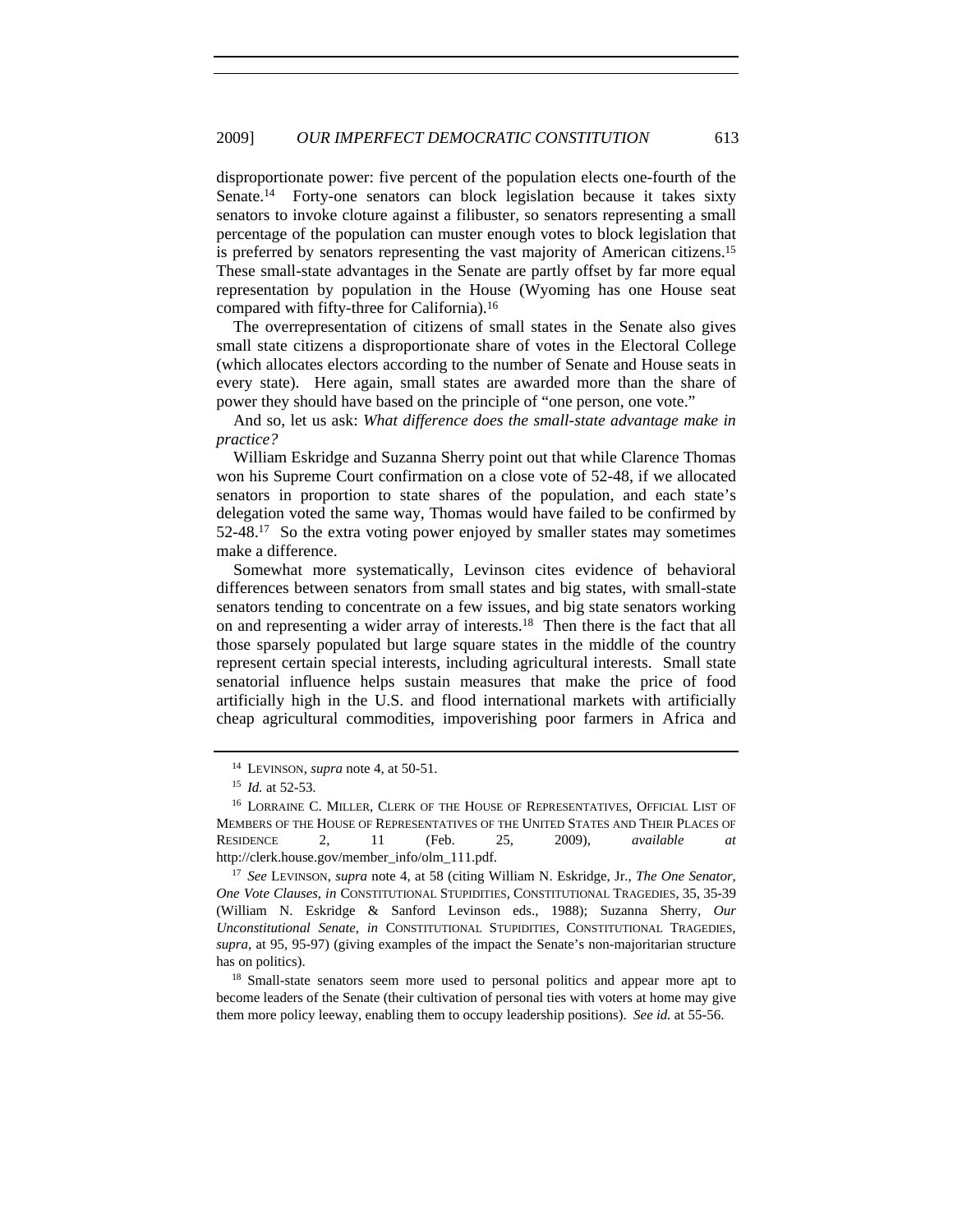disproportionate power: five percent of the population elects one-fourth of the Senate.[14] Forty-one senators can block legislation because it takes sixty senators to invoke cloture against a filibuster, so senators representing a small percentage of the population can muster enough votes to block legislation that is preferred by senators representing the vast majority of American citizens.[15] These small-state advantages in the Senate are partly offset by far more equal representation by population in the House (Wyoming has one House seat compared with fifty-three for California).[16]

The overrepresentation of citizens of small states in the Senate also gives small state citizens a disproportionate share of votes in the Electoral College (which allocates electors according to the number of Senate and House seats in every state). Here again, small states are awarded more than the share of power they should have based on the principle of "one person, one vote."

And so, let us ask: *What difference does the small-state advantage make in practice?*

William Eskridge and Suzanna Sherry point out that while Clarence Thomas won his Supreme Court confirmation on a close vote of 52-48, if we allocated senators in proportion to state shares of the population, and each state's delegation voted the same way, Thomas would have failed to be confirmed by 52-48.[17] So the extra voting power enjoyed by smaller states may sometimes make a difference.

Somewhat more systematically, Levinson cites evidence of behavioral differences between senators from small states and big states, with small-state senators tending to concentrate on a few issues, and big state senators working on and representing a wider array of interests.[18] Then there is the fact that all those sparsely populated but large square states in the middle of the country represent certain special interests, including agricultural interests. Small state senatorial influence helps sustain measures that make the price of food artificially high in the U.S. and flood international markets with artificially cheap agricultural commodities, impoverishing poor farmers in Africa and

---

[14] LEVINSON, *supra* note 4, at 50-51.

[15] *Id.* at 52-53.

[16] LORRAINE C. MILLER, CLERK OF THE HOUSE OF REPRESENTATIVES, OFFICIAL LIST OF MEMBERS OF THE HOUSE OF REPRESENTATIVES OF THE UNITED STATES AND THEIR PLACES OF RESIDENCE 2, 11 (Feb. 25, 2009), *available at* http://clerk.house.gov/member_info/olm_111.pdf.

[17] *See* LEVINSON, *supra* note 4, at 58 (citing William N. Eskridge, Jr., *The One Senator, One Vote Clauses*, *in* CONSTITUTIONAL STUPIDITIES, CONSTITUTIONAL TRAGEDIES, 35, 35-39 (William N. Eskridge & Sanford Levinson eds., 1988); Suzanna Sherry, *Our Unconstitutional Senate*, *in* CONSTITUTIONAL STUPIDITIES, CONSTITUTIONAL TRAGEDIES, *supra*, at 95, 95-97) (giving examples of the impact the Senate's non-majoritarian structure has on politics).

[18] Small-state senators seem more used to personal politics and appear more apt to become leaders of the Senate (their cultivation of personal ties with voters at home may give them more policy leeway, enabling them to occupy leadership positions). *See id.* at 55-56.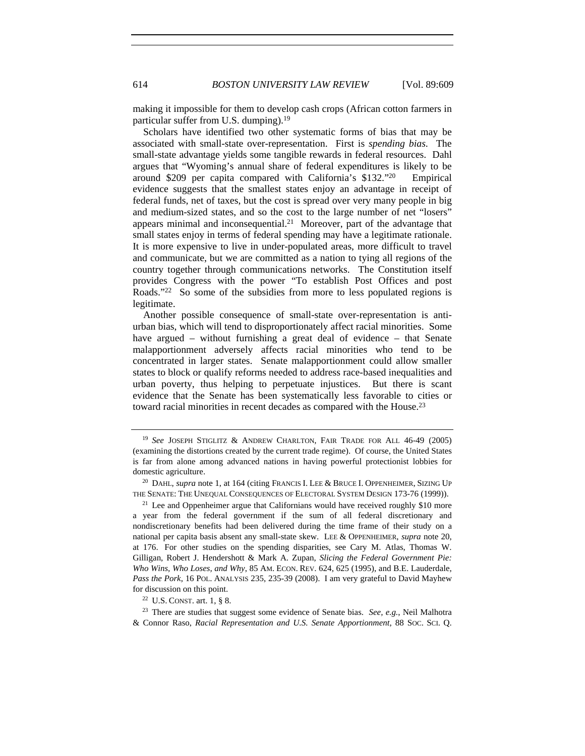making it impossible for them to develop cash crops (African cotton farmers in particular suffer from U.S. dumping).[19]

Scholars have identified two other systematic forms of bias that may be associated with small-state over-representation. First is *spending bias*. The small-state advantage yields some tangible rewards in federal resources. Dahl argues that "Wyoming's annual share of federal expenditures is likely to be around $209 per capita compared with California's $132."[20] Empirical evidence suggests that the smallest states enjoy an advantage in receipt of federal funds, net of taxes, but the cost is spread over very many people in big and medium-sized states, and so the cost to the large number of net "losers" appears minimal and inconsequential.[21] Moreover, part of the advantage that small states enjoy in terms of federal spending may have a legitimate rationale. It is more expensive to live in under-populated areas, more difficult to travel and communicate, but we are committed as a nation to tying all regions of the country together through communications networks. The Constitution itself provides Congress with the power "To establish Post Offices and post Roads."[22] So some of the subsidies from more to less populated regions is legitimate.

Another possible consequence of small-state over-representation is anti-urban bias, which will tend to disproportionately affect racial minorities. Some have argued – without furnishing a great deal of evidence – that Senate malapportionment adversely affects racial minorities who tend to be concentrated in larger states. Senate malapportionment could allow smaller states to block or qualify reforms needed to address race-based inequalities and urban poverty, thus helping to perpetuate injustices. But there is scant evidence that the Senate has been systematically less favorable to cities or toward racial minorities in recent decades as compared with the House.[23]

---

[19] *See* JOSEPH STIGLITZ & ANDREW CHARLTON, FAIR TRADE FOR ALL 46-49 (2005) (examining the distortions created by the current trade regime). Of course, the United States is far from alone among advanced nations in having powerful protectionist lobbies for domestic agriculture.

[20] DAHL, *supra* note 1, at 164 (citing FRANCIS I. LEE & BRUCE I. OPPENHEIMER, SIZING UP THE SENATE: THE UNEQUAL CONSEQUENCES OF ELECTORAL SYSTEM DESIGN 173-76 (1999)).

[21] Lee and Oppenheimer argue that Californians would have received roughly $10 more a year from the federal government if the sum of all federal discretionary and nondiscretionary benefits had been delivered during the time frame of their study on a national per capita basis absent any small-state skew. LEE & OPPENHEIMER, *supra* note 20, at 176. For other studies on the spending disparities, see Cary M. Atlas, Thomas W. Gilligan, Robert J. Hendershott & Mark A. Zupan, *Slicing the Federal Government Pie: Who Wins, Who Loses, and Why*, 85 AM. ECON. REV. 624, 625 (1995), and B.E. Lauderdale, *Pass the Pork*, 16 POL. ANALYSIS 235, 235-39 (2008). I am very grateful to David Mayhew for discussion on this point.

[22] U.S. CONST. art. 1, § 8.

[23] There are studies that suggest some evidence of Senate bias. *See, e.g.*, Neil Malhotra & Connor Raso, *Racial Representation and U.S. Senate Apportionment*, 88 SOC. SCI. Q.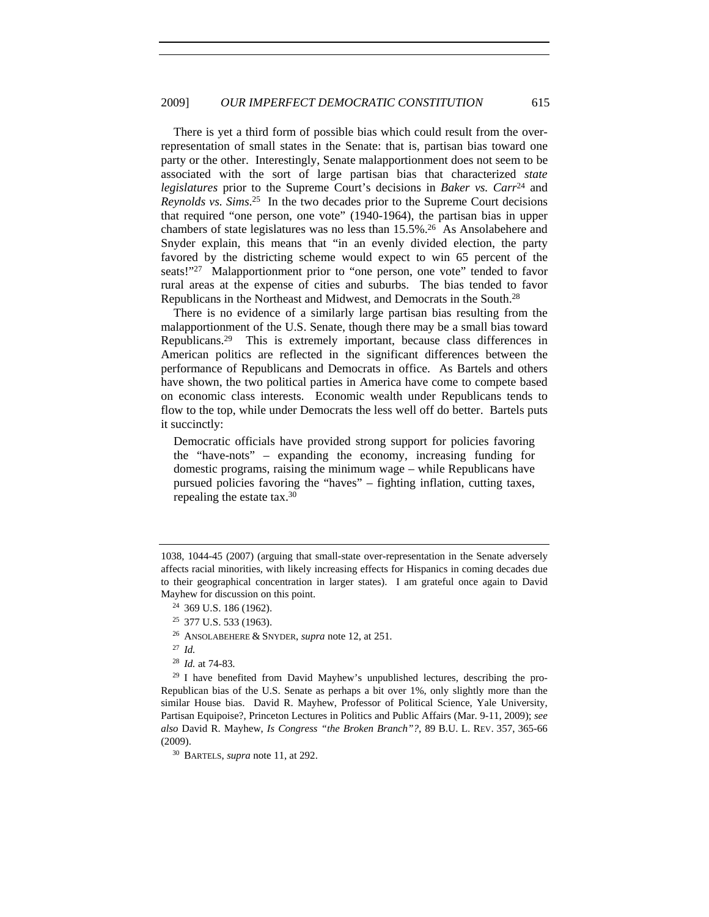There is yet a third form of possible bias which could result from the over-representation of small states in the Senate: that is, partisan bias toward one party or the other. Interestingly, Senate malapportionment does not seem to be associated with the sort of large partisan bias that characterized *state legislatures* prior to the Supreme Court's decisions in *Baker vs. Carr*[24] and *Reynolds vs. Sims*.[25] In the two decades prior to the Supreme Court decisions that required "one person, one vote" (1940-1964), the partisan bias in upper chambers of state legislatures was no less than 15.5%.[26] As Ansolabehere and Snyder explain, this means that "in an evenly divided election, the party favored by the districting scheme would expect to win 65 percent of the seats!"[27] Malapportionment prior to "one person, one vote" tended to favor rural areas at the expense of cities and suburbs. The bias tended to favor Republicans in the Northeast and Midwest, and Democrats in the South.[28]

There is no evidence of a similarly large partisan bias resulting from the malapportionment of the U.S. Senate, though there may be a small bias toward Republicans.[29] This is extremely important, because class differences in American politics are reflected in the significant differences between the performance of Republicans and Democrats in office. As Bartels and others have shown, the two political parties in America have come to compete based on economic class interests. Economic wealth under Republicans tends to flow to the top, while under Democrats the less well off do better. Bartels puts it succinctly:

> Democratic officials have provided strong support for policies favoring the "have-nots" – expanding the economy, increasing funding for domestic programs, raising the minimum wage – while Republicans have pursued policies favoring the "haves" – fighting inflation, cutting taxes, repealing the estate tax.[30]

---

1038, 1044-45 (2007) (arguing that small-state over-representation in the Senate adversely affects racial minorities, with likely increasing effects for Hispanics in coming decades due to their geographical concentration in larger states). I am grateful once again to David Mayhew for discussion on this point.

[24] 369 U.S. 186 (1962).

[25] 377 U.S. 533 (1963).

[26] ANSOLABEHERE & SNYDER, *supra* note 12, at 251.

[27] *Id.*

[28] *Id.* at 74-83.

[29] I have benefited from David Mayhew's unpublished lectures, describing the pro-Republican bias of the U.S. Senate as perhaps a bit over 1%, only slightly more than the similar House bias. David R. Mayhew, Professor of Political Science, Yale University, Partisan Equipoise?, Princeton Lectures in Politics and Public Affairs (Mar. 9-11, 2009); *see also* David R. Mayhew, *Is Congress "the Broken Branch"?*, 89 B.U. L. REV. 357, 365-66 (2009).

[30] BARTELS, *supra* note 11, at 292.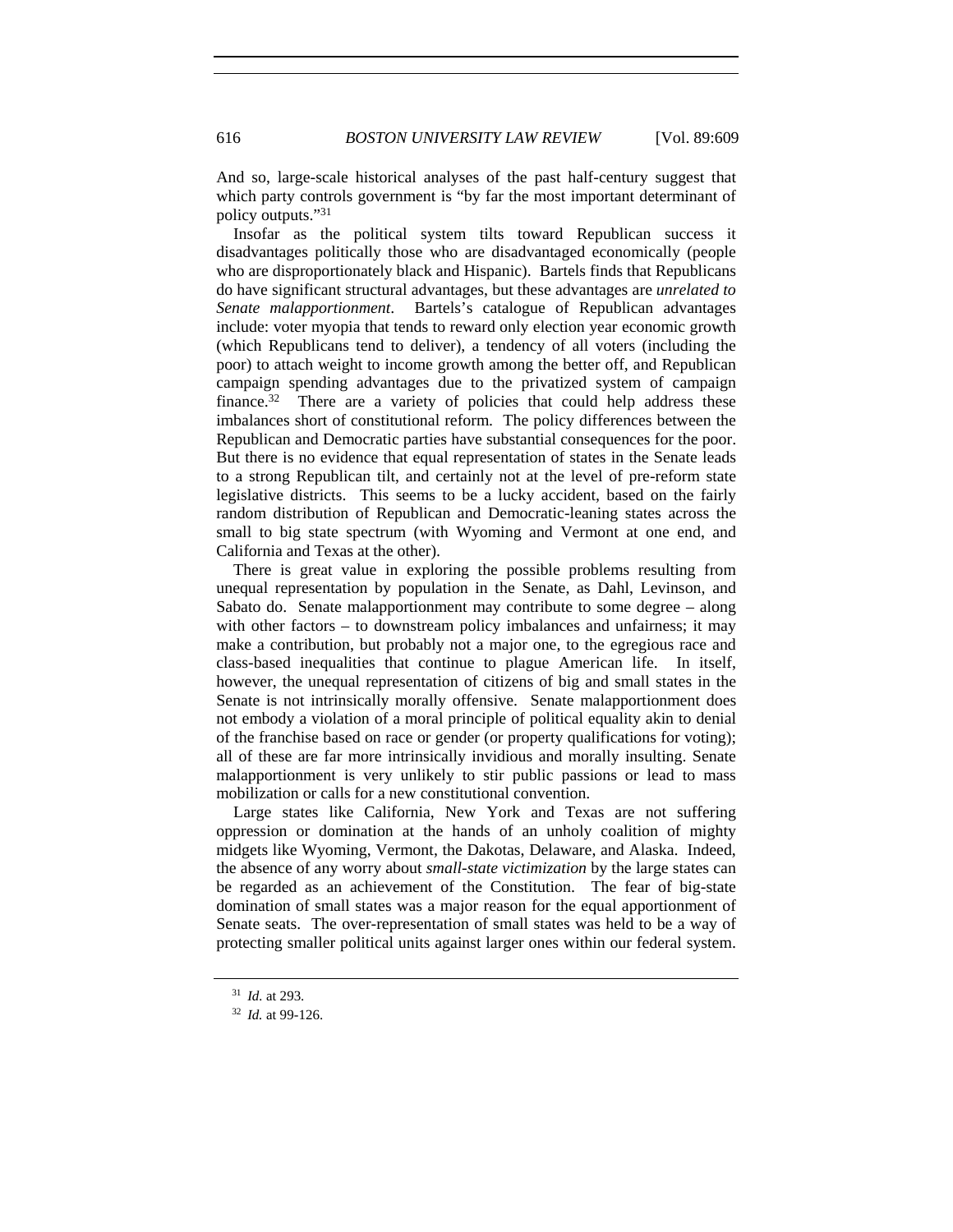And so, large-scale historical analyses of the past half-century suggest that which party controls government is "by far the most important determinant of policy outputs."[31]

Insofar as the political system tilts toward Republican success it disadvantages politically those who are disadvantaged economically (people who are disproportionately black and Hispanic). Bartels finds that Republicans do have significant structural advantages, but these advantages are *unrelated to Senate malapportionment*. Bartels's catalogue of Republican advantages include: voter myopia that tends to reward only election year economic growth (which Republicans tend to deliver), a tendency of all voters (including the poor) to attach weight to income growth among the better off, and Republican campaign spending advantages due to the privatized system of campaign finance.[32] There are a variety of policies that could help address these imbalances short of constitutional reform. The policy differences between the Republican and Democratic parties have substantial consequences for the poor. But there is no evidence that equal representation of states in the Senate leads to a strong Republican tilt, and certainly not at the level of pre-reform state legislative districts. This seems to be a lucky accident, based on the fairly random distribution of Republican and Democratic-leaning states across the small to big state spectrum (with Wyoming and Vermont at one end, and California and Texas at the other).

There is great value in exploring the possible problems resulting from unequal representation by population in the Senate, as Dahl, Levinson, and Sabato do. Senate malapportionment may contribute to some degree – along with other factors – to downstream policy imbalances and unfairness; it may make a contribution, but probably not a major one, to the egregious race and class-based inequalities that continue to plague American life. In itself, however, the unequal representation of citizens of big and small states in the Senate is not intrinsically morally offensive. Senate malapportionment does not embody a violation of a moral principle of political equality akin to denial of the franchise based on race or gender (or property qualifications for voting); all of these are far more intrinsically invidious and morally insulting. Senate malapportionment is very unlikely to stir public passions or lead to mass mobilization or calls for a new constitutional convention.

Large states like California, New York and Texas are not suffering oppression or domination at the hands of an unholy coalition of mighty midgets like Wyoming, Vermont, the Dakotas, Delaware, and Alaska. Indeed, the absence of any worry about *small-state victimization* by the large states can be regarded as an achievement of the Constitution. The fear of big-state domination of small states was a major reason for the equal apportionment of Senate seats. The over-representation of small states was held to be a way of protecting smaller political units against larger ones within our federal system.

[31] *Id.* at 293.

[32] *Id.* at 99-126.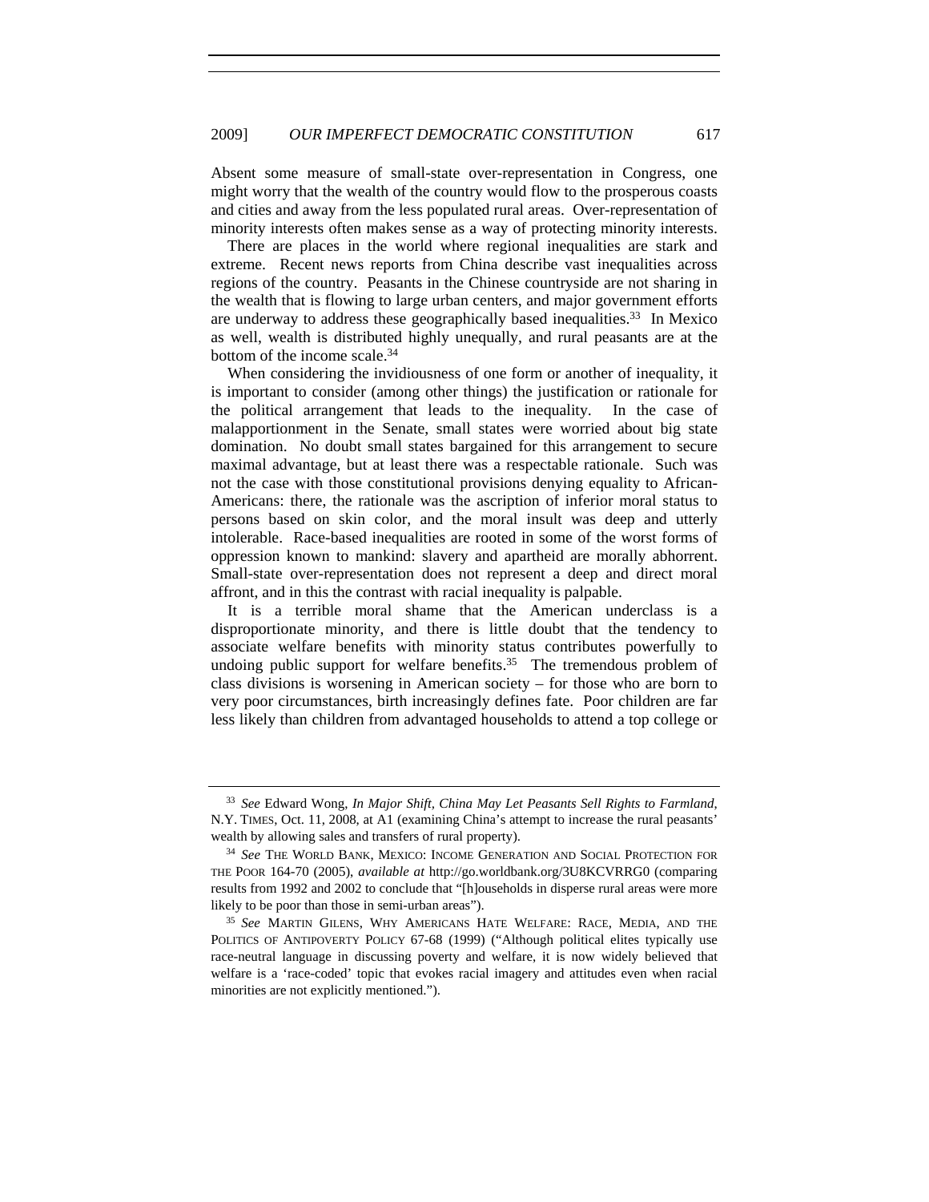Absent some measure of small-state over-representation in Congress, one might worry that the wealth of the country would flow to the prosperous coasts and cities and away from the less populated rural areas. Over-representation of minority interests often makes sense as a way of protecting minority interests.

There are places in the world where regional inequalities are stark and extreme. Recent news reports from China describe vast inequalities across regions of the country. Peasants in the Chinese countryside are not sharing in the wealth that is flowing to large urban centers, and major government efforts are underway to address these geographically based inequalities.[33] In Mexico as well, wealth is distributed highly unequally, and rural peasants are at the bottom of the income scale.[34]

When considering the invidiousness of one form or another of inequality, it is important to consider (among other things) the justification or rationale for the political arrangement that leads to the inequality. In the case of malapportionment in the Senate, small states were worried about big state domination. No doubt small states bargained for this arrangement to secure maximal advantage, but at least there was a respectable rationale. Such was not the case with those constitutional provisions denying equality to African-Americans: there, the rationale was the ascription of inferior moral status to persons based on skin color, and the moral insult was deep and utterly intolerable. Race-based inequalities are rooted in some of the worst forms of oppression known to mankind: slavery and apartheid are morally abhorrent. Small-state over-representation does not represent a deep and direct moral affront, and in this the contrast with racial inequality is palpable.

It is a terrible moral shame that the American underclass is a disproportionate minority, and there is little doubt that the tendency to associate welfare benefits with minority status contributes powerfully to undoing public support for welfare benefits.[35] The tremendous problem of class divisions is worsening in American society – for those who are born to very poor circumstances, birth increasingly defines fate. Poor children are far less likely than children from advantaged households to attend a top college or

---

[33] *See* Edward Wong, *In Major Shift, China May Let Peasants Sell Rights to Farmland*, N.Y. TIMES, Oct. 11, 2008, at A1 (examining China's attempt to increase the rural peasants' wealth by allowing sales and transfers of rural property).

[34] *See* THE WORLD BANK, MEXICO: INCOME GENERATION AND SOCIAL PROTECTION FOR THE POOR 164-70 (2005), *available at* http://go.worldbank.org/3U8KCVRRG0 (comparing results from 1992 and 2002 to conclude that "[h]ouseholds in disperse rural areas were more likely to be poor than those in semi-urban areas").

[35] *See* MARTIN GILENS, WHY AMERICANS HATE WELFARE: RACE, MEDIA, AND THE POLITICS OF ANTIPOVERTY POLICY 67-68 (1999) ("Although political elites typically use race-neutral language in discussing poverty and welfare, it is now widely believed that welfare is a 'race-coded' topic that evokes racial imagery and attitudes even when racial minorities are not explicitly mentioned.").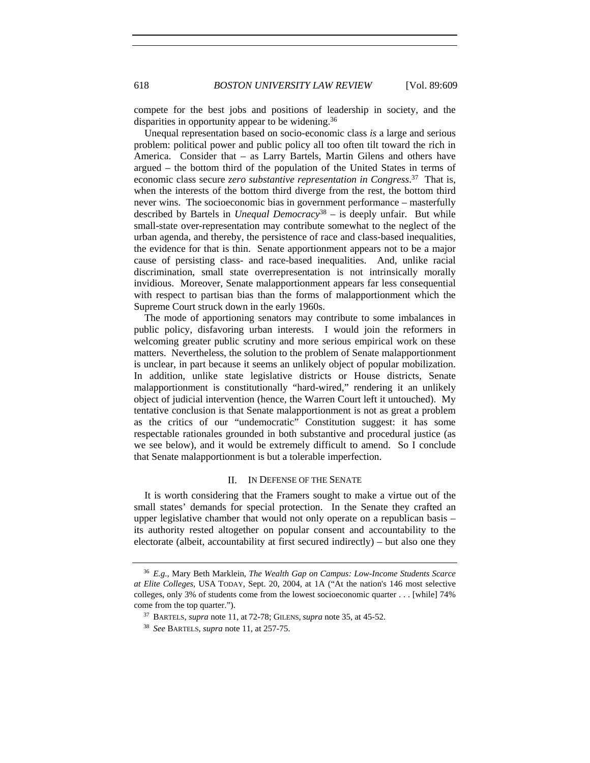compete for the best jobs and positions of leadership in society, and the disparities in opportunity appear to be widening.[36]

Unequal representation based on socio-economic class *is* a large and serious problem: political power and public policy all too often tilt toward the rich in America. Consider that – as Larry Bartels, Martin Gilens and others have argued – the bottom third of the population of the United States in terms of economic class secure *zero substantive representation in Congress*.[37] That is, when the interests of the bottom third diverge from the rest, the bottom third never wins. The socioeconomic bias in government performance – masterfully described by Bartels in *Unequal Democracy*[38] – is deeply unfair. But while small-state over-representation may contribute somewhat to the neglect of the urban agenda, and thereby, the persistence of race and class-based inequalities, the evidence for that is thin. Senate apportionment appears not to be a major cause of persisting class- and race-based inequalities. And, unlike racial discrimination, small state overrepresentation is not intrinsically morally invidious. Moreover, Senate malapportionment appears far less consequential with respect to partisan bias than the forms of malapportionment which the Supreme Court struck down in the early 1960s.

The mode of apportioning senators may contribute to some imbalances in public policy, disfavoring urban interests. I would join the reformers in welcoming greater public scrutiny and more serious empirical work on these matters. Nevertheless, the solution to the problem of Senate malapportionment is unclear, in part because it seems an unlikely object of popular mobilization. In addition, unlike state legislative districts or House districts, Senate malapportionment is constitutionally "hard-wired," rendering it an unlikely object of judicial intervention (hence, the Warren Court left it untouched). My tentative conclusion is that Senate malapportionment is not as great a problem as the critics of our "undemocratic" Constitution suggest: it has some respectable rationales grounded in both substantive and procedural justice (as we see below), and it would be extremely difficult to amend. So I conclude that Senate malapportionment is but a tolerable imperfection.

## II. In Defense of the Senate

It is worth considering that the Framers sought to make a virtue out of the small states' demands for special protection. In the Senate they crafted an upper legislative chamber that would not only operate on a republican basis – its authority rested altogether on popular consent and accountability to the electorate (albeit, accountability at first secured indirectly) – but also one they

---

[36] *E.g.*, Mary Beth Marklein, *The Wealth Gap on Campus: Low-Income Students Scarce at Elite Colleges*, USA Today, Sept. 20, 2004, at 1A ("At the nation's 146 most selective colleges, only 3% of students come from the lowest socioeconomic quarter . . . [while] 74% come from the top quarter.").

[37] Bartels, *supra* note 11, at 72-78; Gilens, *supra* note 35, at 45-52.

[38] *See* Bartels, *supra* note 11, at 257-75.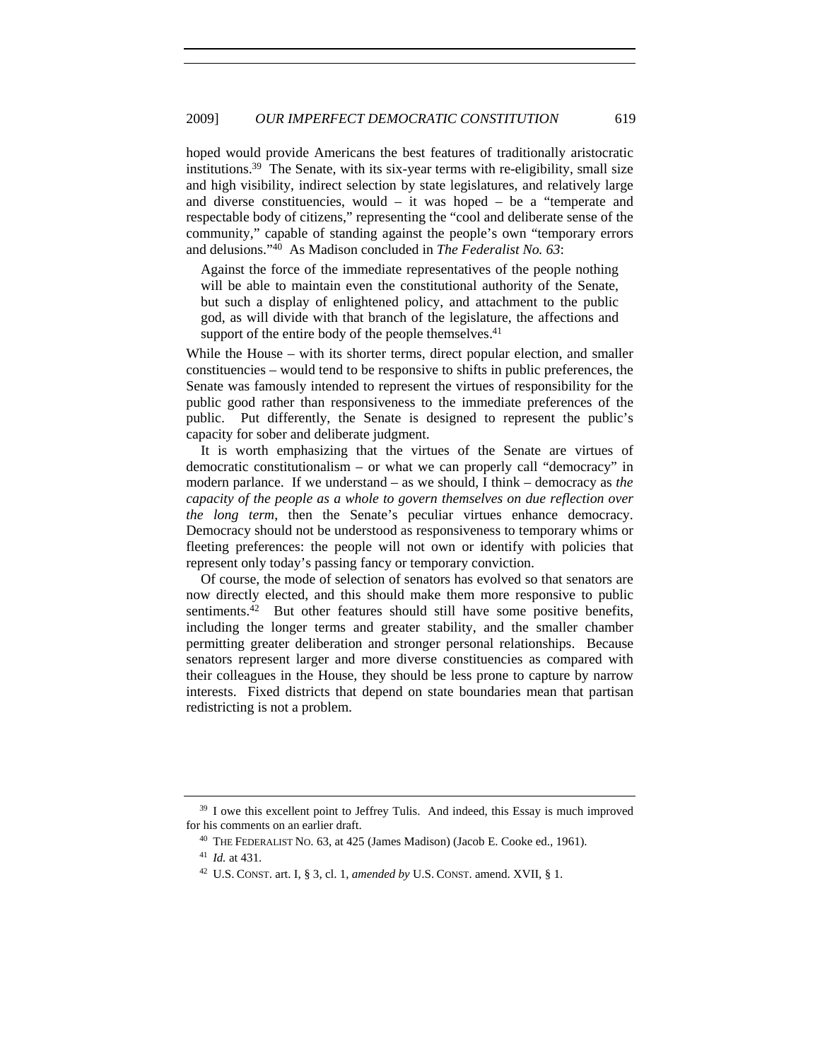hoped would provide Americans the best features of traditionally aristocratic institutions.[39] The Senate, with its six-year terms with re-eligibility, small size and high visibility, indirect selection by state legislatures, and relatively large and diverse constituencies, would – it was hoped – be a "temperate and respectable body of citizens," representing the "cool and deliberate sense of the community," capable of standing against the people's own "temporary errors and delusions."[40] As Madison concluded in *The Federalist No. 63*:

> Against the force of the immediate representatives of the people nothing will be able to maintain even the constitutional authority of the Senate, but such a display of enlightened policy, and attachment to the public god, as will divide with that branch of the legislature, the affections and support of the entire body of the people themselves.[41]

While the House – with its shorter terms, direct popular election, and smaller constituencies – would tend to be responsive to shifts in public preferences, the Senate was famously intended to represent the virtues of responsibility for the public good rather than responsiveness to the immediate preferences of the public. Put differently, the Senate is designed to represent the public's capacity for sober and deliberate judgment.

It is worth emphasizing that the virtues of the Senate are virtues of democratic constitutionalism – or what we can properly call "democracy" in modern parlance. If we understand – as we should, I think – democracy as *the capacity of the people as a whole to govern themselves on due reflection over the long term*, then the Senate's peculiar virtues enhance democracy. Democracy should not be understood as responsiveness to temporary whims or fleeting preferences: the people will not own or identify with policies that represent only today's passing fancy or temporary conviction.

Of course, the mode of selection of senators has evolved so that senators are now directly elected, and this should make them more responsive to public sentiments.[42] But other features should still have some positive benefits, including the longer terms and greater stability, and the smaller chamber permitting greater deliberation and stronger personal relationships. Because senators represent larger and more diverse constituencies as compared with their colleagues in the House, they should be less prone to capture by narrow interests. Fixed districts that depend on state boundaries mean that partisan redistricting is not a problem.

---

[39] I owe this excellent point to Jeffrey Tulis. And indeed, this Essay is much improved for his comments on an earlier draft.

[40] THE FEDERALIST NO. 63, at 425 (James Madison) (Jacob E. Cooke ed., 1961).

[41] *Id.* at 431.

[42] U.S. CONST. art. I, § 3, cl. 1, *amended by* U.S. CONST. amend. XVII, § 1.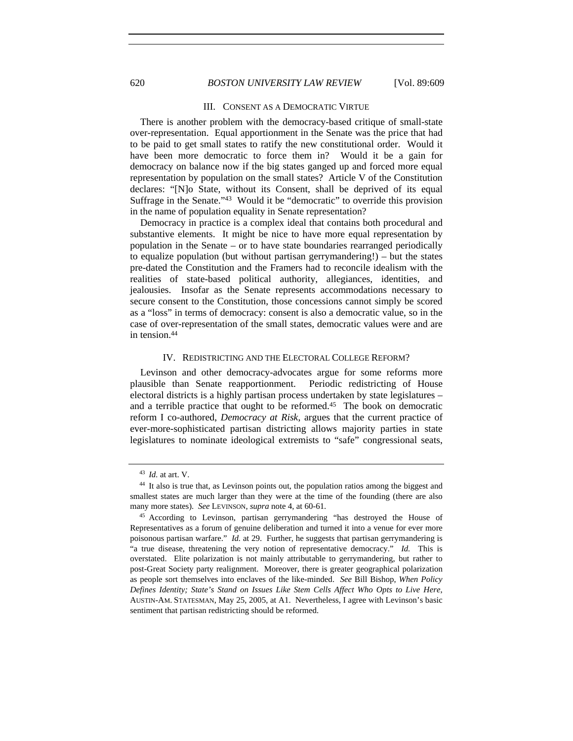## III. CONSENT AS A DEMOCRATIC VIRTUE

There is another problem with the democracy-based critique of small-state over-representation. Equal apportionment in the Senate was the price that had to be paid to get small states to ratify the new constitutional order. Would it have been more democratic to force them in? Would it be a gain for democracy on balance now if the big states ganged up and forced more equal representation by population on the small states? Article V of the Constitution declares: "[N]o State, without its Consent, shall be deprived of its equal Suffrage in the Senate."[43] Would it be "democratic" to override this provision in the name of population equality in Senate representation?

Democracy in practice is a complex ideal that contains both procedural and substantive elements. It might be nice to have more equal representation by population in the Senate – or to have state boundaries rearranged periodically to equalize population (but without partisan gerrymandering!) – but the states pre-dated the Constitution and the Framers had to reconcile idealism with the realities of state-based political authority, allegiances, identities, and jealousies. Insofar as the Senate represents accommodations necessary to secure consent to the Constitution, those concessions cannot simply be scored as a "loss" in terms of democracy: consent is also a democratic value, so in the case of over-representation of the small states, democratic values were and are in tension.[44]

## IV. REDISTRICTING AND THE ELECTORAL COLLEGE REFORM?

Levinson and other democracy-advocates argue for some reforms more plausible than Senate reapportionment. Periodic redistricting of House electoral districts is a highly partisan process undertaken by state legislatures – and a terrible practice that ought to be reformed.[45] The book on democratic reform I co-authored, *Democracy at Risk*, argues that the current practice of ever-more-sophisticated partisan districting allows majority parties in state legislatures to nominate ideological extremists to "safe" congressional seats,

---

[43] *Id.* at art. V.

[44] It also is true that, as Levinson points out, the population ratios among the biggest and smallest states are much larger than they were at the time of the founding (there are also many more states). *See* LEVINSON, *supra* note 4, at 60-61.

[45] According to Levinson, partisan gerrymandering "has destroyed the House of Representatives as a forum of genuine deliberation and turned it into a venue for ever more poisonous partisan warfare." *Id.* at 29. Further, he suggests that partisan gerrymandering is "a true disease, threatening the very notion of representative democracy." *Id.* This is overstated. Elite polarization is not mainly attributable to gerrymandering, but rather to post-Great Society party realignment. Moreover, there is greater geographical polarization as people sort themselves into enclaves of the like-minded. *See* Bill Bishop, *When Policy Defines Identity; State's Stand on Issues Like Stem Cells Affect Who Opts to Live Here*, AUSTIN-AM. STATESMAN, May 25, 2005, at A1. Nevertheless, I agree with Levinson's basic sentiment that partisan redistricting should be reformed.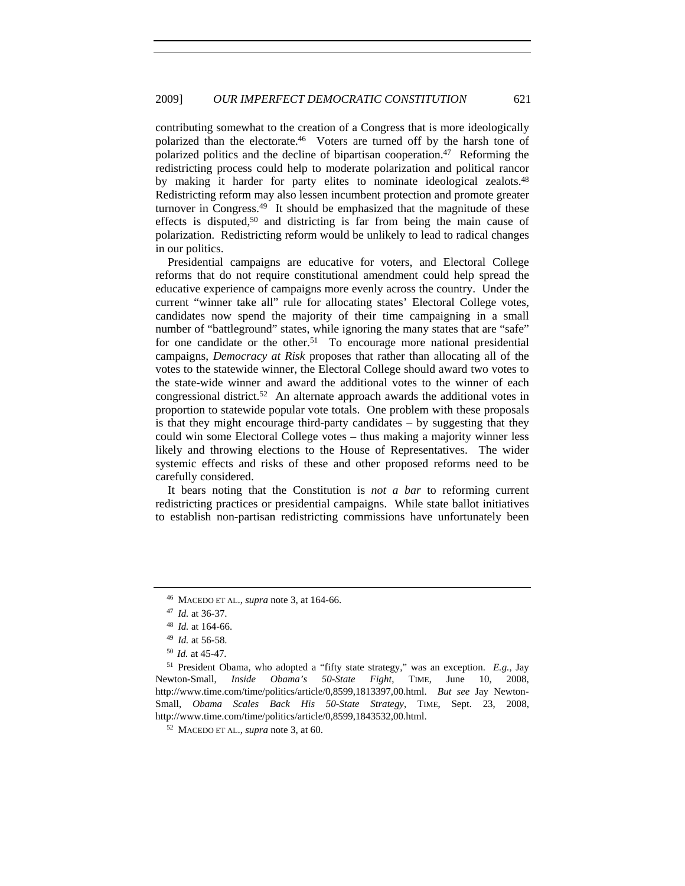contributing somewhat to the creation of a Congress that is more ideologically polarized than the electorate.[46] Voters are turned off by the harsh tone of polarized politics and the decline of bipartisan cooperation.[47] Reforming the redistricting process could help to moderate polarization and political rancor by making it harder for party elites to nominate ideological zealots.[48] Redistricting reform may also lessen incumbent protection and promote greater turnover in Congress.[49] It should be emphasized that the magnitude of these effects is disputed,[50] and districting is far from being the main cause of polarization. Redistricting reform would be unlikely to lead to radical changes in our politics.

Presidential campaigns are educative for voters, and Electoral College reforms that do not require constitutional amendment could help spread the educative experience of campaigns more evenly across the country. Under the current "winner take all" rule for allocating states' Electoral College votes, candidates now spend the majority of their time campaigning in a small number of "battleground" states, while ignoring the many states that are "safe" for one candidate or the other.[51] To encourage more national presidential campaigns, *Democracy at Risk* proposes that rather than allocating all of the votes to the statewide winner, the Electoral College should award two votes to the state-wide winner and award the additional votes to the winner of each congressional district.[52] An alternate approach awards the additional votes in proportion to statewide popular vote totals. One problem with these proposals is that they might encourage third-party candidates – by suggesting that they could win some Electoral College votes – thus making a majority winner less likely and throwing elections to the House of Representatives. The wider systemic effects and risks of these and other proposed reforms need to be carefully considered.

It bears noting that the Constitution is *not a bar* to reforming current redistricting practices or presidential campaigns. While state ballot initiatives to establish non-partisan redistricting commissions have unfortunately been

---

[46] MACEDO ET AL., *supra* note 3, at 164-66.

[47] *Id.* at 36-37.

[48] *Id.* at 164-66.

[49] *Id.* at 56-58.

[50] *Id.* at 45-47.

[51] President Obama, who adopted a "fifty state strategy," was an exception. *E.g.*, Jay Newton-Small, *Inside Obama's 50-State Fight*, TIME, June 10, 2008, http://www.time.com/time/politics/article/0,8599,1813397,00.html. *But see* Jay Newton-Small, *Obama Scales Back His 50-State Strategy*, TIME, Sept. 23, 2008, http://www.time.com/time/politics/article/0,8599,1843532,00.html.

[52] MACEDO ET AL., *supra* note 3, at 60.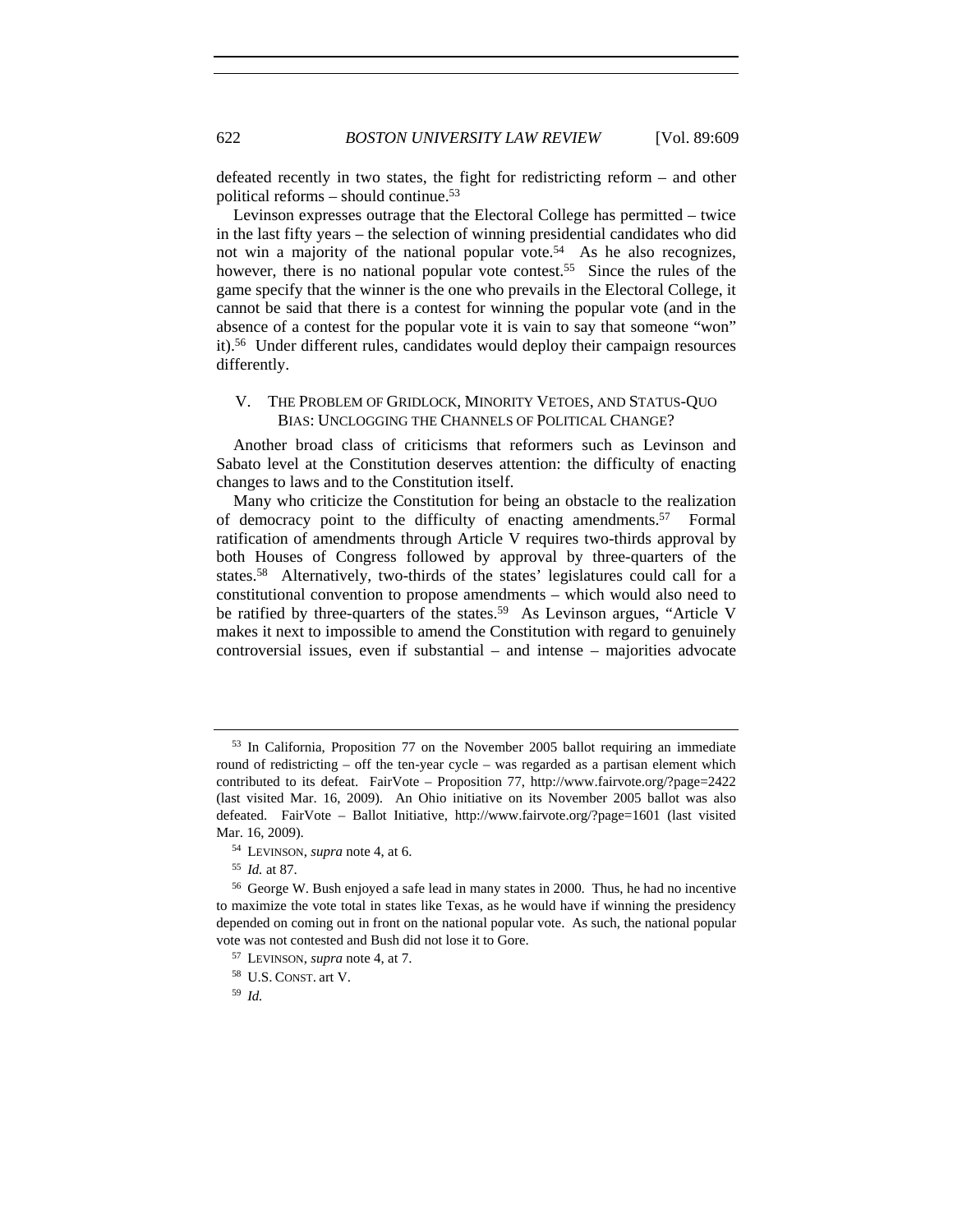defeated recently in two states, the fight for redistricting reform – and other political reforms – should continue.[53]

Levinson expresses outrage that the Electoral College has permitted – twice in the last fifty years – the selection of winning presidential candidates who did not win a majority of the national popular vote.[54] As he also recognizes, however, there is no national popular vote contest.[55] Since the rules of the game specify that the winner is the one who prevails in the Electoral College, it cannot be said that there is a contest for winning the popular vote (and in the absence of a contest for the popular vote it is vain to say that someone "won" it).[56] Under different rules, candidates would deploy their campaign resources differently.

## V. THE PROBLEM OF GRIDLOCK, MINORITY VETOES, AND STATUS-QUO BIAS: UNCLOGGING THE CHANNELS OF POLITICAL CHANGE?

Another broad class of criticisms that reformers such as Levinson and Sabato level at the Constitution deserves attention: the difficulty of enacting changes to laws and to the Constitution itself.

Many who criticize the Constitution for being an obstacle to the realization of democracy point to the difficulty of enacting amendments.[57] Formal ratification of amendments through Article V requires two-thirds approval by both Houses of Congress followed by approval by three-quarters of the states.[58] Alternatively, two-thirds of the states' legislatures could call for a constitutional convention to propose amendments – which would also need to be ratified by three-quarters of the states.[59] As Levinson argues, "Article V makes it next to impossible to amend the Constitution with regard to genuinely controversial issues, even if substantial – and intense – majorities advocate

---

[53] In California, Proposition 77 on the November 2005 ballot requiring an immediate round of redistricting – off the ten-year cycle – was regarded as a partisan element which contributed to its defeat. FairVote – Proposition 77, http://www.fairvote.org/?page=2422 (last visited Mar. 16, 2009). An Ohio initiative on its November 2005 ballot was also defeated. FairVote – Ballot Initiative, http://www.fairvote.org/?page=1601 (last visited Mar. 16, 2009).

[54] LEVINSON, *supra* note 4, at 6.

[55] *Id.* at 87.

[56] George W. Bush enjoyed a safe lead in many states in 2000. Thus, he had no incentive to maximize the vote total in states like Texas, as he would have if winning the presidency depended on coming out in front on the national popular vote. As such, the national popular vote was not contested and Bush did not lose it to Gore.

[57] LEVINSON, *supra* note 4, at 7.

[58] U.S. CONST. art V.

[59] *Id.*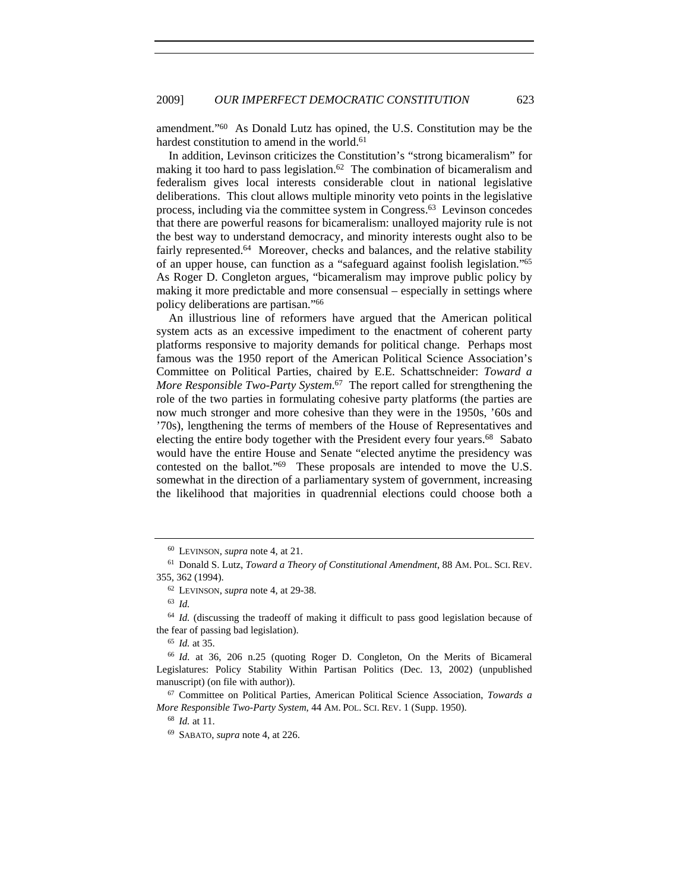amendment."[60] As Donald Lutz has opined, the U.S. Constitution may be the hardest constitution to amend in the world.[61]

In addition, Levinson criticizes the Constitution's "strong bicameralism" for making it too hard to pass legislation.[62] The combination of bicameralism and federalism gives local interests considerable clout in national legislative deliberations. This clout allows multiple minority veto points in the legislative process, including via the committee system in Congress.[63] Levinson concedes that there are powerful reasons for bicameralism: unalloyed majority rule is not the best way to understand democracy, and minority interests ought also to be fairly represented.[64] Moreover, checks and balances, and the relative stability of an upper house, can function as a "safeguard against foolish legislation."[65] As Roger D. Congleton argues, "bicameralism may improve public policy by making it more predictable and more consensual – especially in settings where policy deliberations are partisan."[66]

An illustrious line of reformers have argued that the American political system acts as an excessive impediment to the enactment of coherent party platforms responsive to majority demands for political change. Perhaps most famous was the 1950 report of the American Political Science Association's Committee on Political Parties, chaired by E.E. Schattschneider: *Toward a More Responsible Two-Party System*.[67] The report called for strengthening the role of the two parties in formulating cohesive party platforms (the parties are now much stronger and more cohesive than they were in the 1950s, '60s and '70s), lengthening the terms of members of the House of Representatives and electing the entire body together with the President every four years.[68] Sabato would have the entire House and Senate "elected anytime the presidency was contested on the ballot."[69] These proposals are intended to move the U.S. somewhat in the direction of a parliamentary system of government, increasing the likelihood that majorities in quadrennial elections could choose both a

---

[60] LEVINSON, *supra* note 4, at 21.

[61] Donald S. Lutz, *Toward a Theory of Constitutional Amendment*, 88 AM. POL. SCI. REV. 355, 362 (1994).

[62] LEVINSON, *supra* note 4, at 29-38.

[63] *Id.*

[64] *Id.* (discussing the tradeoff of making it difficult to pass good legislation because of the fear of passing bad legislation).

[65] *Id.* at 35.

[66] *Id.* at 36, 206 n.25 (quoting Roger D. Congleton, On the Merits of Bicameral Legislatures: Policy Stability Within Partisan Politics (Dec. 13, 2002) (unpublished manuscript) (on file with author)).

[67] Committee on Political Parties, American Political Science Association, *Towards a More Responsible Two-Party System*, 44 AM. POL. SCI. REV. 1 (Supp. 1950).

[68] *Id.* at 11.

[69] SABATO, *supra* note 4, at 226.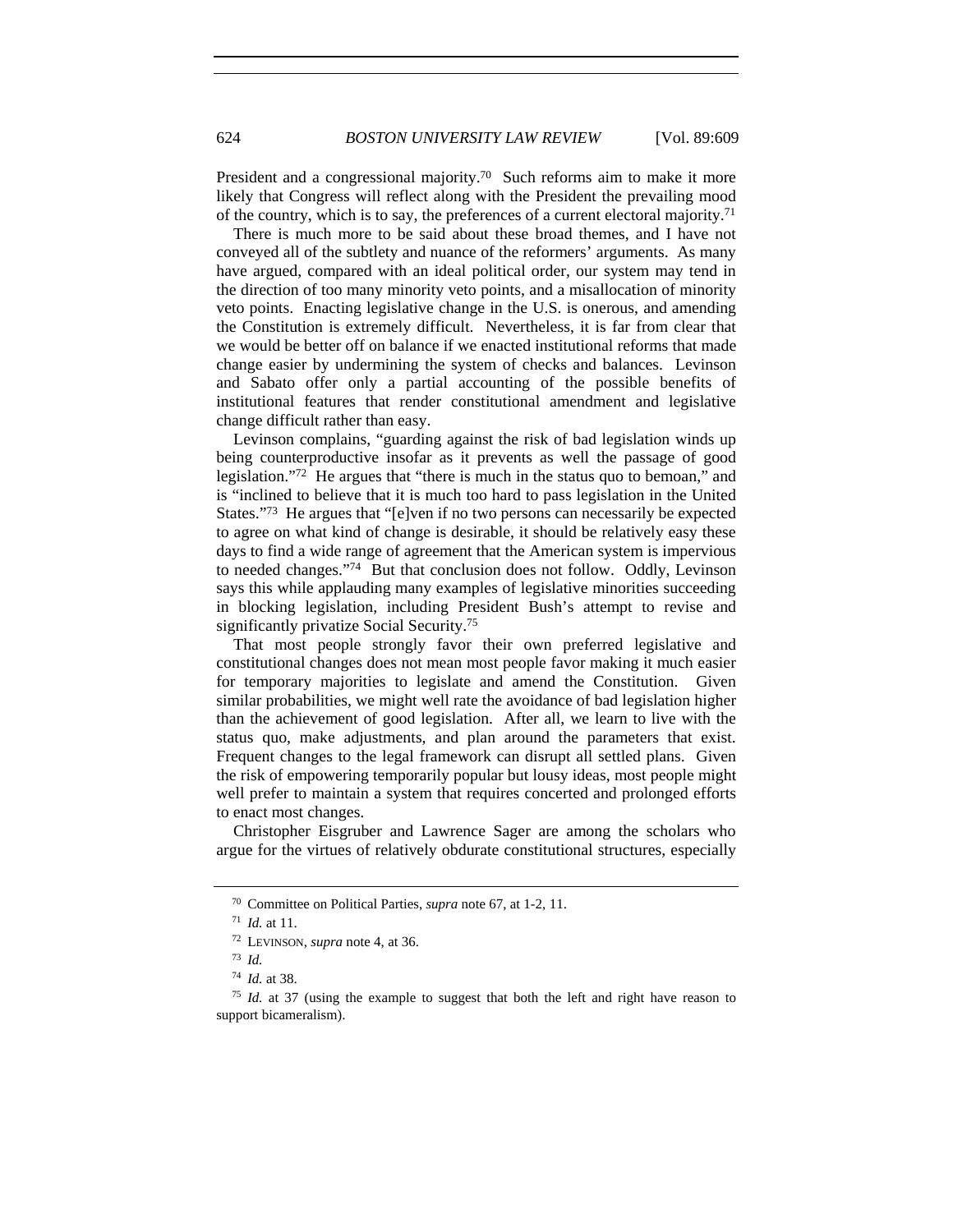President and a congressional majority.[70] Such reforms aim to make it more likely that Congress will reflect along with the President the prevailing mood of the country, which is to say, the preferences of a current electoral majority.[71]

There is much more to be said about these broad themes, and I have not conveyed all of the subtlety and nuance of the reformers' arguments. As many have argued, compared with an ideal political order, our system may tend in the direction of too many minority veto points, and a misallocation of minority veto points. Enacting legislative change in the U.S. is onerous, and amending the Constitution is extremely difficult. Nevertheless, it is far from clear that we would be better off on balance if we enacted institutional reforms that made change easier by undermining the system of checks and balances. Levinson and Sabato offer only a partial accounting of the possible benefits of institutional features that render constitutional amendment and legislative change difficult rather than easy.

Levinson complains, "guarding against the risk of bad legislation winds up being counterproductive insofar as it prevents as well the passage of good legislation."[72] He argues that "there is much in the status quo to bemoan," and is "inclined to believe that it is much too hard to pass legislation in the United States."[73] He argues that "[e]ven if no two persons can necessarily be expected to agree on what kind of change is desirable, it should be relatively easy these days to find a wide range of agreement that the American system is impervious to needed changes."[74] But that conclusion does not follow. Oddly, Levinson says this while applauding many examples of legislative minorities succeeding in blocking legislation, including President Bush's attempt to revise and significantly privatize Social Security.[75]

That most people strongly favor their own preferred legislative and constitutional changes does not mean most people favor making it much easier for temporary majorities to legislate and amend the Constitution. Given similar probabilities, we might well rate the avoidance of bad legislation higher than the achievement of good legislation. After all, we learn to live with the status quo, make adjustments, and plan around the parameters that exist. Frequent changes to the legal framework can disrupt all settled plans. Given the risk of empowering temporarily popular but lousy ideas, most people might well prefer to maintain a system that requires concerted and prolonged efforts to enact most changes.

Christopher Eisgruber and Lawrence Sager are among the scholars who argue for the virtues of relatively obdurate constitutional structures, especially

---

[70] Committee on Political Parties, *supra* note 67, at 1-2, 11.

[71] *Id.* at 11.

[72] LEVINSON, *supra* note 4, at 36.

[73] *Id.*

[74] *Id.* at 38.

[75] *Id.* at 37 (using the example to suggest that both the left and right have reason to support bicameralism).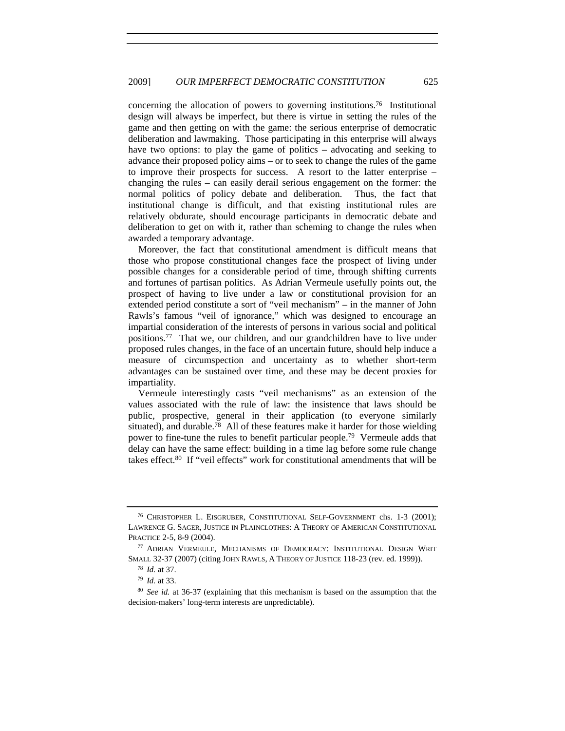concerning the allocation of powers to governing institutions.[76] Institutional design will always be imperfect, but there is virtue in setting the rules of the game and then getting on with the game: the serious enterprise of democratic deliberation and lawmaking. Those participating in this enterprise will always have two options: to play the game of politics – advocating and seeking to advance their proposed policy aims – or to seek to change the rules of the game to improve their prospects for success. A resort to the latter enterprise – changing the rules – can easily derail serious engagement on the former: the normal politics of policy debate and deliberation. Thus, the fact that institutional change is difficult, and that existing institutional rules are relatively obdurate, should encourage participants in democratic debate and deliberation to get on with it, rather than scheming to change the rules when awarded a temporary advantage.

Moreover, the fact that constitutional amendment is difficult means that those who propose constitutional changes face the prospect of living under possible changes for a considerable period of time, through shifting currents and fortunes of partisan politics. As Adrian Vermeule usefully points out, the prospect of having to live under a law or constitutional provision for an extended period constitute a sort of "veil mechanism" – in the manner of John Rawls's famous "veil of ignorance," which was designed to encourage an impartial consideration of the interests of persons in various social and political positions.[77] That we, our children, and our grandchildren have to live under proposed rules changes, in the face of an uncertain future, should help induce a measure of circumspection and uncertainty as to whether short-term advantages can be sustained over time, and these may be decent proxies for impartiality.

Vermeule interestingly casts "veil mechanisms" as an extension of the values associated with the rule of law: the insistence that laws should be public, prospective, general in their application (to everyone similarly situated), and durable.[78] All of these features make it harder for those wielding power to fine-tune the rules to benefit particular people.[79] Vermeule adds that delay can have the same effect: building in a time lag before some rule change takes effect.[80] If "veil effects" work for constitutional amendments that will be

---

[76] CHRISTOPHER L. EISGRUBER, CONSTITUTIONAL SELF-GOVERNMENT chs. 1-3 (2001); LAWRENCE G. SAGER, JUSTICE IN PLAINCLOTHES: A THEORY OF AMERICAN CONSTITUTIONAL PRACTICE 2-5, 8-9 (2004).

[77] ADRIAN VERMEULE, MECHANISMS OF DEMOCRACY: INSTITUTIONAL DESIGN WRIT SMALL 32-37 (2007) (citing JOHN RAWLS, A THEORY OF JUSTICE 118-23 (rev. ed. 1999)).

[78] *Id.* at 37.

[79] *Id.* at 33.

[80] *See id.* at 36-37 (explaining that this mechanism is based on the assumption that the decision-makers' long-term interests are unpredictable).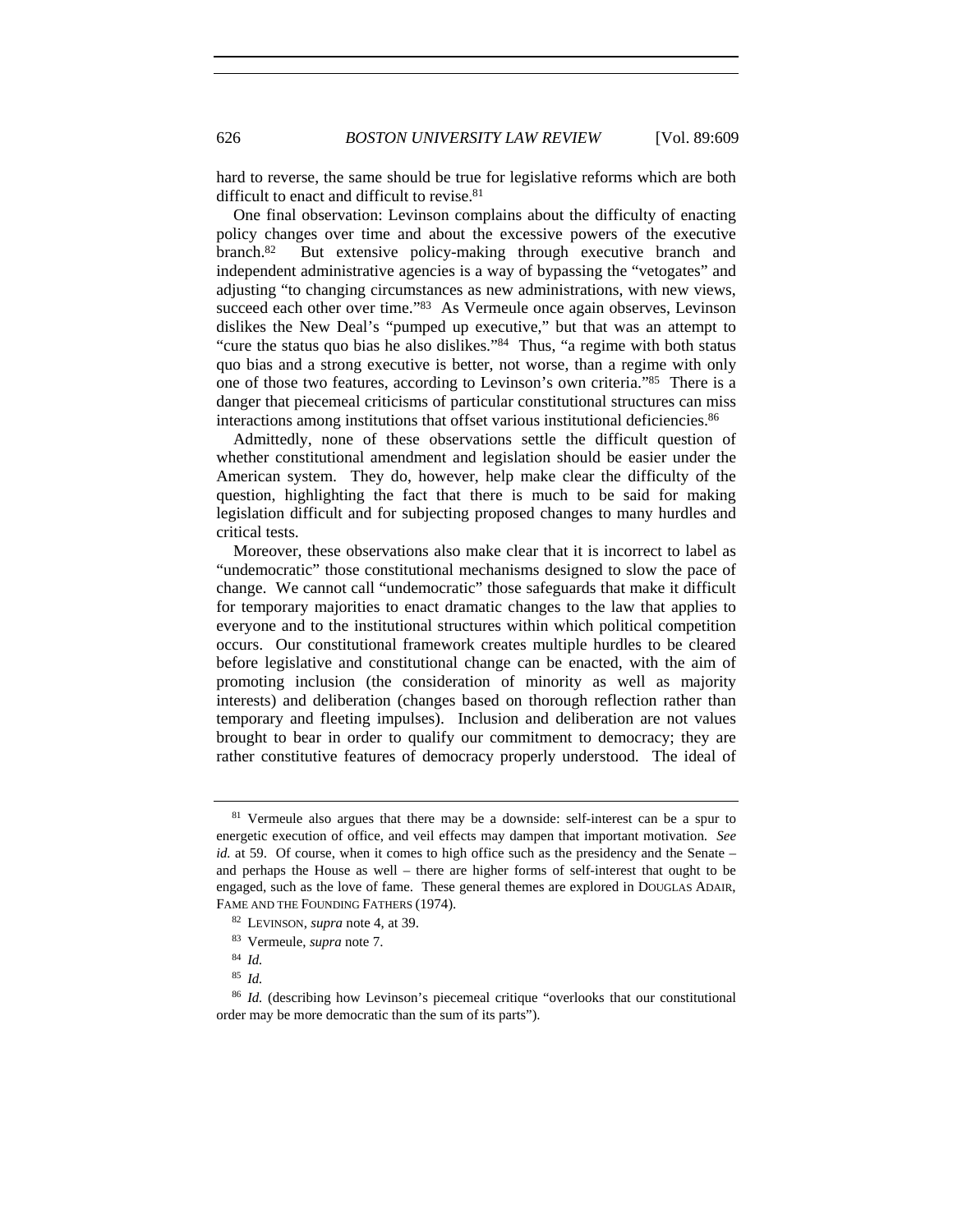hard to reverse, the same should be true for legislative reforms which are both difficult to enact and difficult to revise.[81]

One final observation: Levinson complains about the difficulty of enacting policy changes over time and about the excessive powers of the executive branch.[82] But extensive policy-making through executive branch and independent administrative agencies is a way of bypassing the "vetogates" and adjusting "to changing circumstances as new administrations, with new views, succeed each other over time."[83] As Vermeule once again observes, Levinson dislikes the New Deal's "pumped up executive," but that was an attempt to "cure the status quo bias he also dislikes."[84] Thus, "a regime with both status quo bias and a strong executive is better, not worse, than a regime with only one of those two features, according to Levinson's own criteria."[85] There is a danger that piecemeal criticisms of particular constitutional structures can miss interactions among institutions that offset various institutional deficiencies.[86]

Admittedly, none of these observations settle the difficult question of whether constitutional amendment and legislation should be easier under the American system. They do, however, help make clear the difficulty of the question, highlighting the fact that there is much to be said for making legislation difficult and for subjecting proposed changes to many hurdles and critical tests.

Moreover, these observations also make clear that it is incorrect to label as "undemocratic" those constitutional mechanisms designed to slow the pace of change. We cannot call "undemocratic" those safeguards that make it difficult for temporary majorities to enact dramatic changes to the law that applies to everyone and to the institutional structures within which political competition occurs. Our constitutional framework creates multiple hurdles to be cleared before legislative and constitutional change can be enacted, with the aim of promoting inclusion (the consideration of minority as well as majority interests) and deliberation (changes based on thorough reflection rather than temporary and fleeting impulses). Inclusion and deliberation are not values brought to bear in order to qualify our commitment to democracy; they are rather constitutive features of democracy properly understood. The ideal of

---

[81] Vermeule also argues that there may be a downside: self-interest can be a spur to energetic execution of office, and veil effects may dampen that important motivation. *See id.* at 59. Of course, when it comes to high office such as the presidency and the Senate – and perhaps the House as well – there are higher forms of self-interest that ought to be engaged, such as the love of fame. These general themes are explored in DOUGLAS ADAIR, FAME AND THE FOUNDING FATHERS (1974).

[82] LEVINSON, *supra* note 4, at 39.

[83] Vermeule, *supra* note 7.

[84] *Id.*

[85] *Id.*

[86] *Id.* (describing how Levinson's piecemeal critique "overlooks that our constitutional order may be more democratic than the sum of its parts").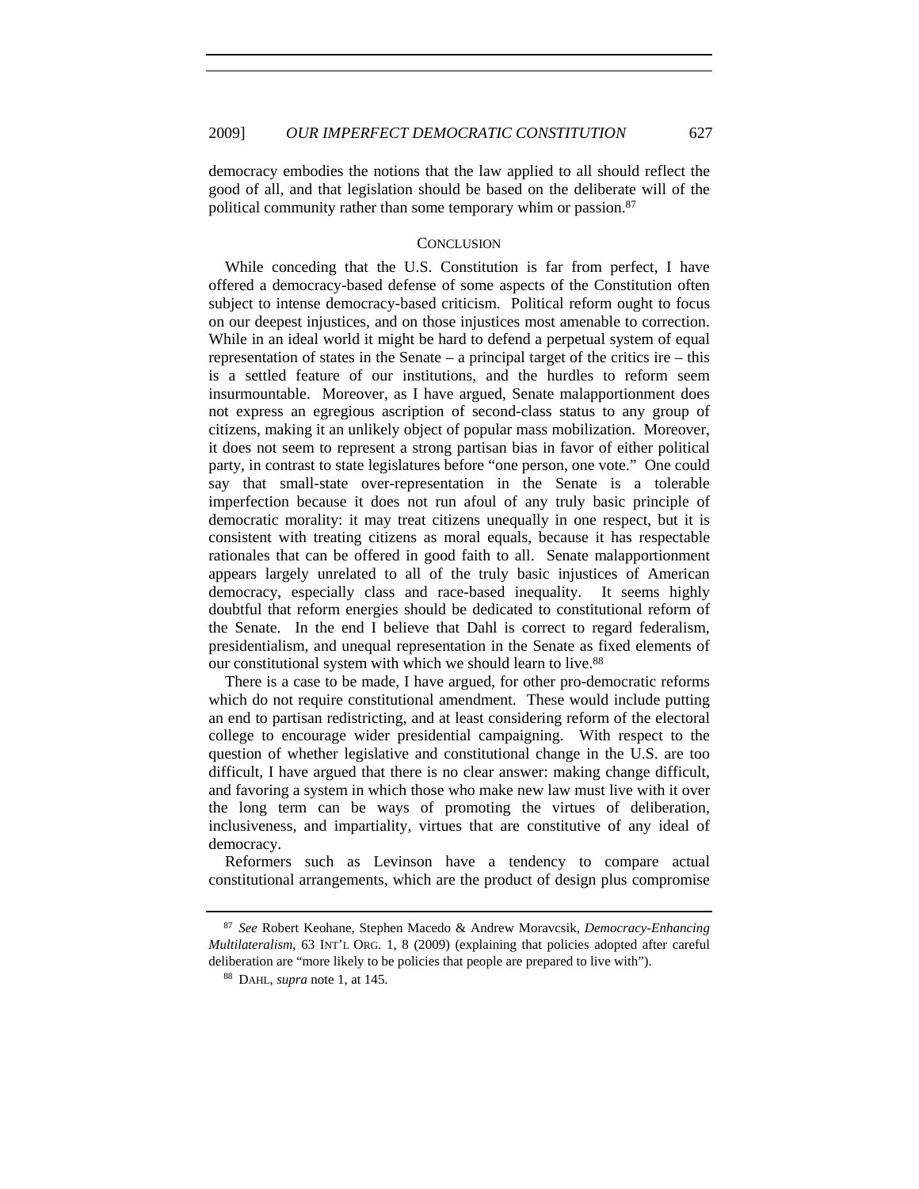democracy embodies the notions that the law applied to all should reflect the good of all, and that legislation should be based on the deliberate will of the political community rather than some temporary whim or passion.[87]

## CONCLUSION

While conceding that the U.S. Constitution is far from perfect, I have offered a democracy-based defense of some aspects of the Constitution often subject to intense democracy-based criticism. Political reform ought to focus on our deepest injustices, and on those injustices most amenable to correction. While in an ideal world it might be hard to defend a perpetual system of equal representation of states in the Senate – a principal target of the critics ire – this is a settled feature of our institutions, and the hurdles to reform seem insurmountable. Moreover, as I have argued, Senate malapportionment does not express an egregious ascription of second-class status to any group of citizens, making it an unlikely object of popular mass mobilization. Moreover, it does not seem to represent a strong partisan bias in favor of either political party, in contrast to state legislatures before "one person, one vote." One could say that small-state over-representation in the Senate is a tolerable imperfection because it does not run afoul of any truly basic principle of democratic morality: it may treat citizens unequally in one respect, but it is consistent with treating citizens as moral equals, because it has respectable rationales that can be offered in good faith to all. Senate malapportionment appears largely unrelated to all of the truly basic injustices of American democracy, especially class and race-based inequality. It seems highly doubtful that reform energies should be dedicated to constitutional reform of the Senate. In the end I believe that Dahl is correct to regard federalism, presidentialism, and unequal representation in the Senate as fixed elements of our constitutional system with which we should learn to live.[88]

There is a case to be made, I have argued, for other pro-democratic reforms which do not require constitutional amendment. These would include putting an end to partisan redistricting, and at least considering reform of the electoral college to encourage wider presidential campaigning. With respect to the question of whether legislative and constitutional change in the U.S. are too difficult, I have argued that there is no clear answer: making change difficult, and favoring a system in which those who make new law must live with it over the long term can be ways of promoting the virtues of deliberation, inclusiveness, and impartiality, virtues that are constitutive of any ideal of democracy.

Reformers such as Levinson have a tendency to compare actual constitutional arrangements, which are the product of design plus compromise

---

[87] *See* Robert Keohane, Stephen Macedo & Andrew Moravcsik, *Democracy-Enhancing Multilateralism*, 63 INT'L ORG. 1, 8 (2009) (explaining that policies adopted after careful deliberation are "more likely to be policies that people are prepared to live with").

[88] DAHL, *supra* note 1, at 145.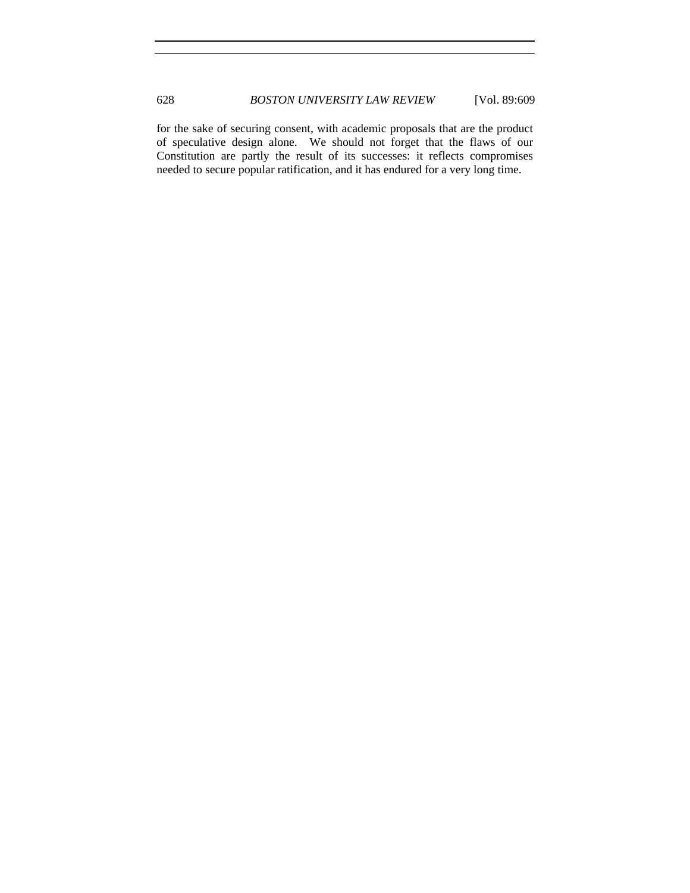for the sake of securing consent, with academic proposals that are the product of speculative design alone. We should not forget that the flaws of our Constitution are partly the result of its successes: it reflects compromises needed to secure popular ratification, and it has endured for a very long time.